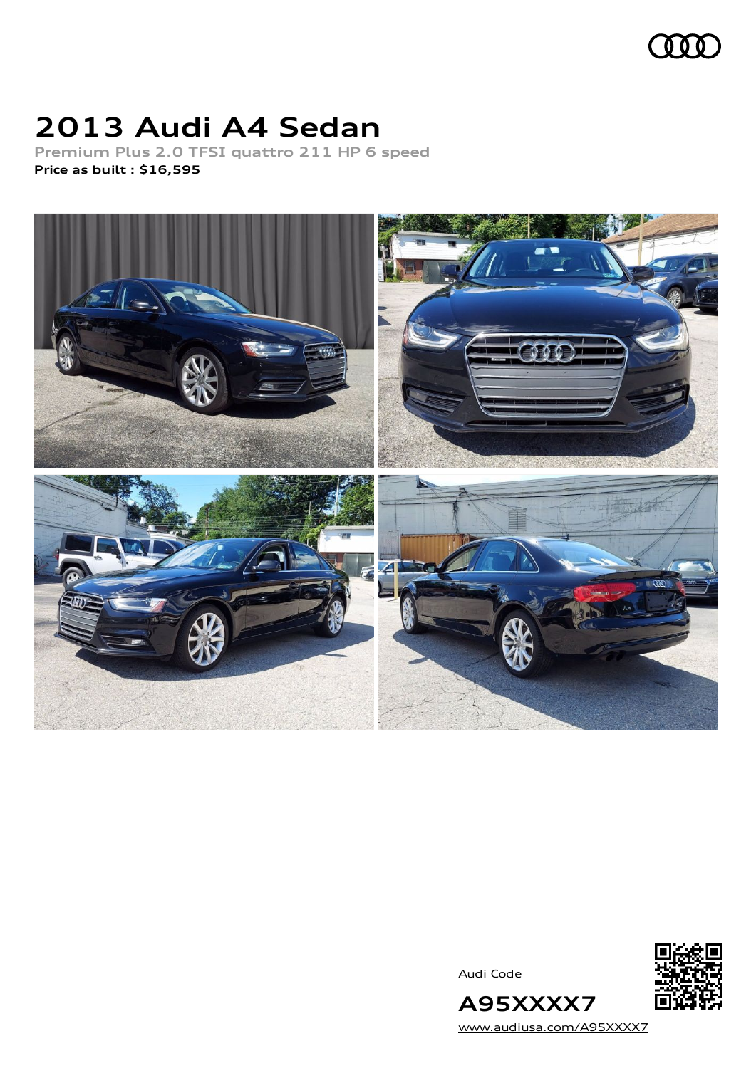# 2013 Audi A4 Sedan

Premium Plus 2.0 TFSI quattro 211 HP 6 speed

**Price as built : $16,595**

Audi Code

**A95XXXX7**

www.audiusa.com/A95XXXX7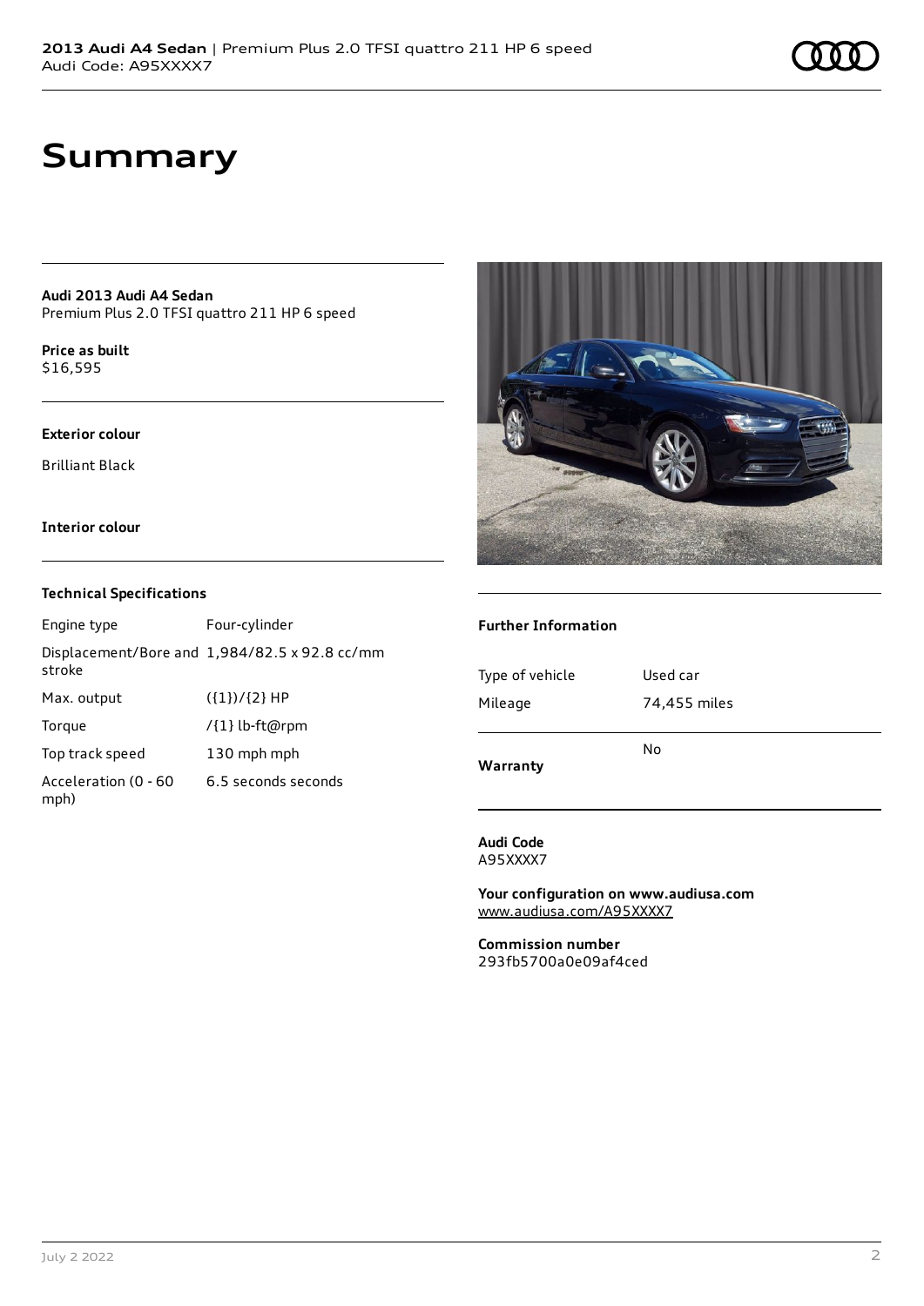# Summary

**Audi 2013 Audi A4 Sedan**
Premium Plus 2.0 TFSI quattro 211 HP 6 speed

**Price as built**
$16,595

**Exterior colour**

Brilliant Black

**Interior colour**

### Technical Specifications

| | |
|---|---|
| Engine type | Four-cylinder |
| Displacement/Bore and stroke | 1,984/82.5 x 92.8 cc/mm |
| Max. output | ({1})/{2} HP |
| Torque | /{1} lb-ft@rpm |
| Top track speed | 130 mph mph |
| Acceleration (0 - 60 mph) | 6.5 seconds seconds |

### Further Information

| | |
|---|---|
| Type of vehicle | Used car |
| Mileage | 74,455 miles |

**Warranty** No

**Audi Code**
A95XXXX7

**Your configuration on www.audiusa.com**
www.audiusa.com/A95XXXX7

**Commission number**
293fb5700a0e09af4ced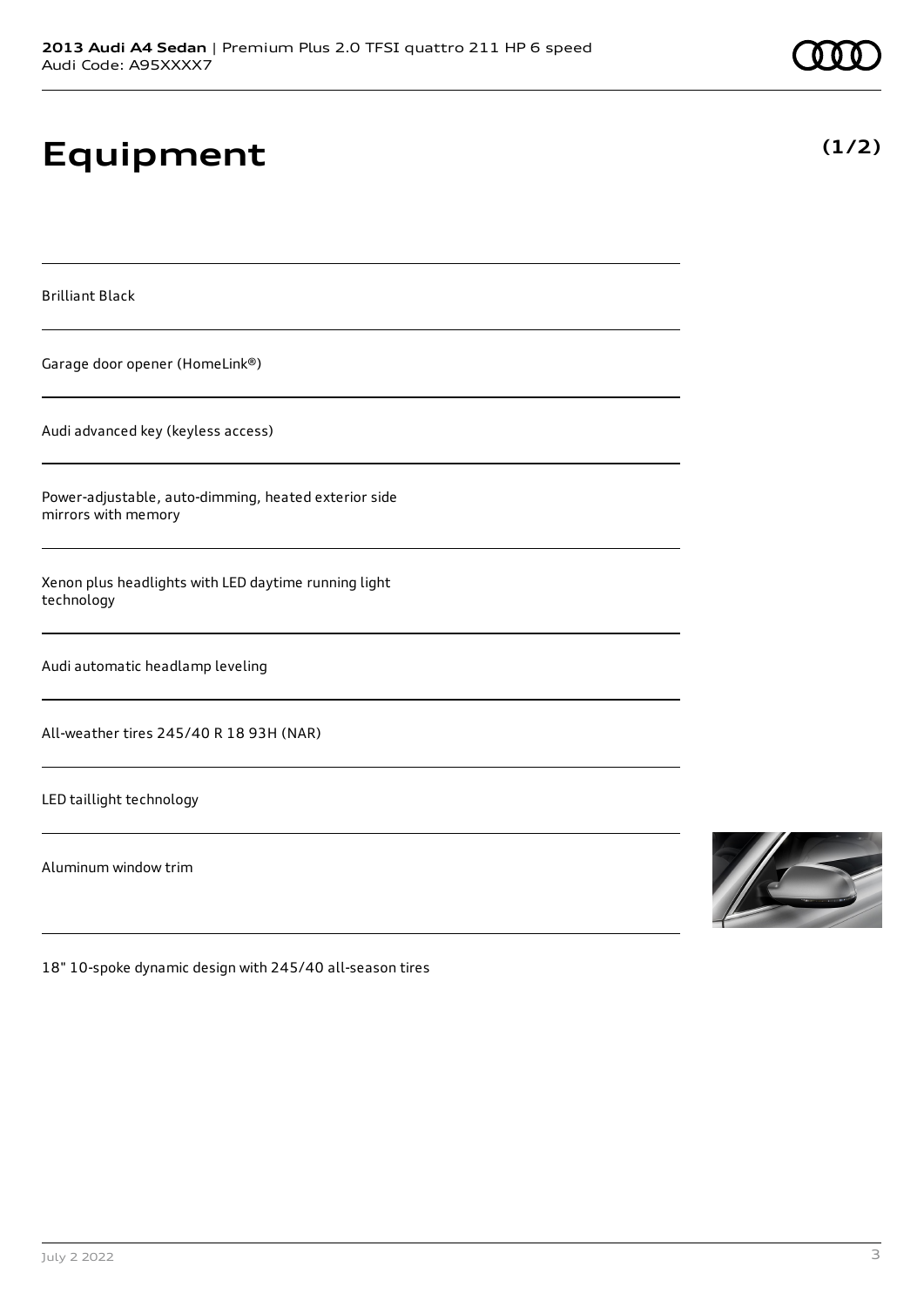**2013 Audi A4 Sedan** | Premium Plus 2.0 TFSI quattro 211 HP 6 speed
Audi Code: A95XXXX7

# Equipment

**(1/2)**

Brilliant Black

Garage door opener (HomeLink®)

Audi advanced key (keyless access)

Power-adjustable, auto-dimming, heated exterior side mirrors with memory

Xenon plus headlights with LED daytime running light technology

Audi automatic headlamp leveling

All-weather tires 245/40 R 18 93H (NAR)

LED taillight technology

Aluminum window trim

18" 10-spoke dynamic design with 245/40 all-season tires

July 2 2022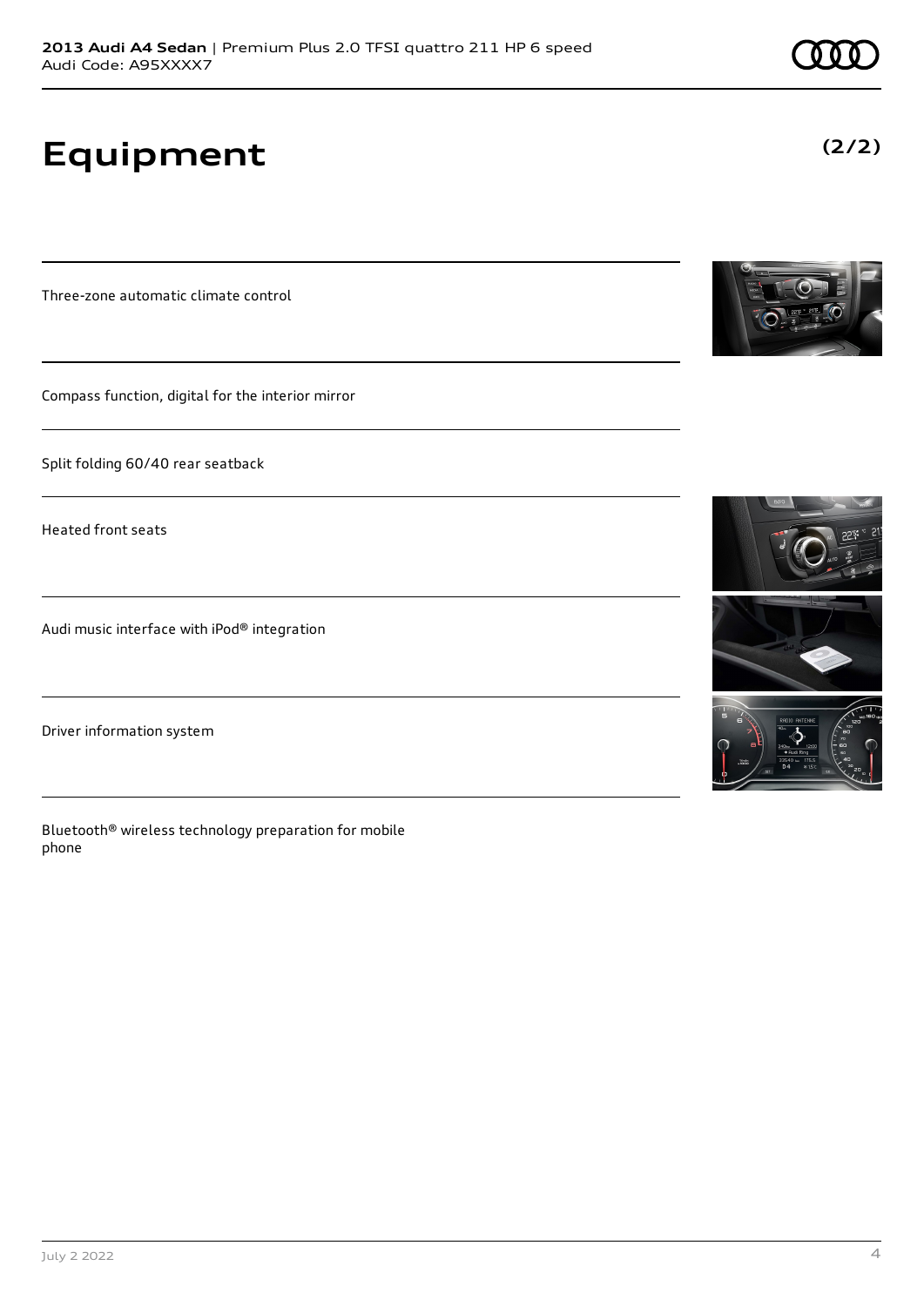# Equipment

(2/2)

Three-zone automatic climate control

Compass function, digital for the interior mirror

Split folding 60/40 rear seatback

Heated front seats

Audi music interface with iPod® integration

Driver information system

Bluetooth® wireless technology preparation for mobile phone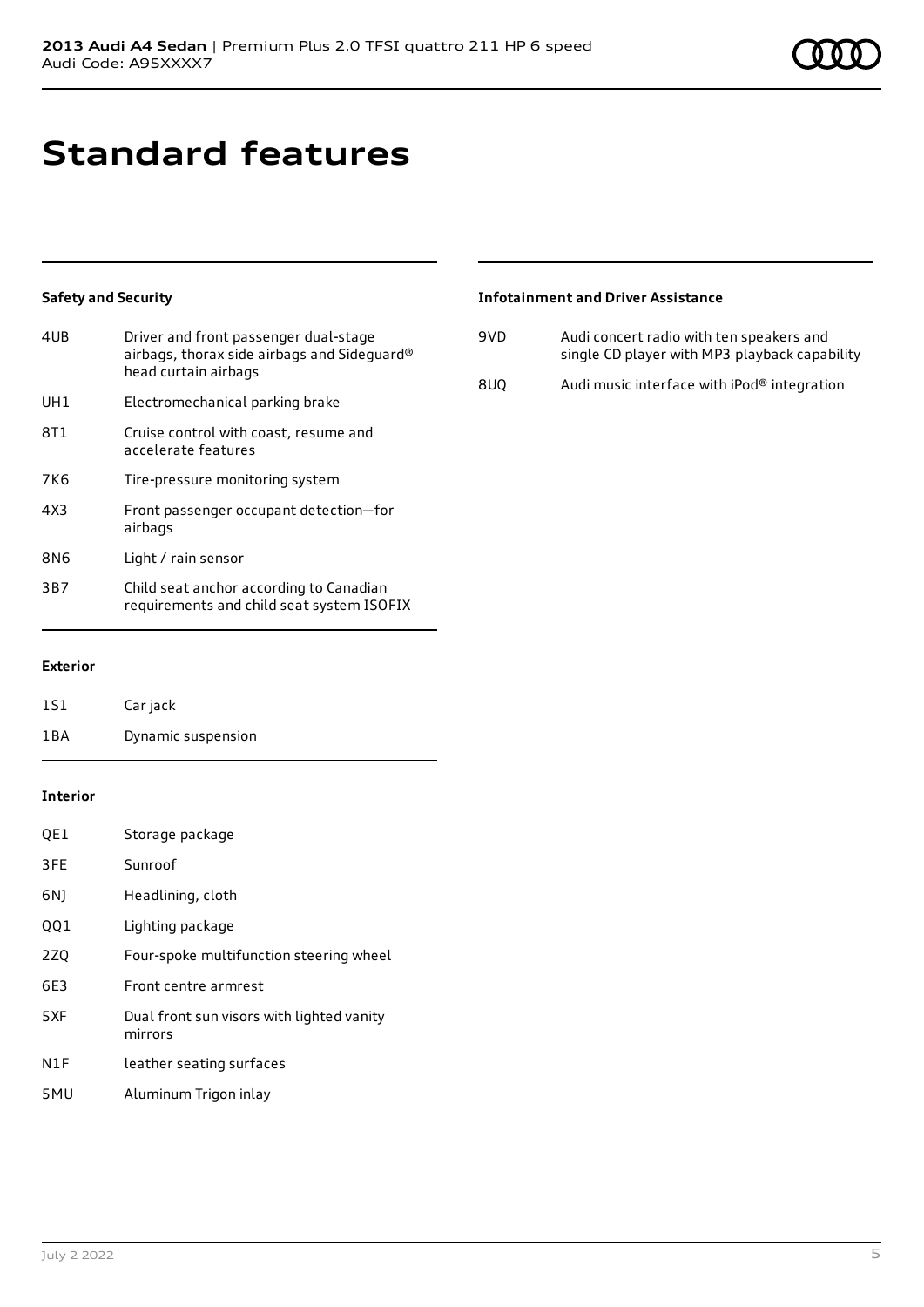# Standard features

### Safety and Security

| | |
|---|---|
| 4UB | Driver and front passenger dual-stage airbags, thorax side airbags and Sideguard® head curtain airbags |
| UH1 | Electromechanical parking brake |
| 8T1 | Cruise control with coast, resume and accelerate features |
| 7K6 | Tire-pressure monitoring system |
| 4X3 | Front passenger occupant detection—for airbags |
| 8N6 | Light / rain sensor |
| 3B7 | Child seat anchor according to Canadian requirements and child seat system ISOFIX |

### Exterior

| | |
|---|---|
| 1S1 | Car jack |
| 1BA | Dynamic suspension |

### Interior

| | |
|---|---|
| QE1 | Storage package |
| 3FE | Sunroof |
| 6NJ | Headlining, cloth |
| QQ1 | Lighting package |
| 2ZQ | Four-spoke multifunction steering wheel |
| 6E3 | Front centre armrest |
| 5XF | Dual front sun visors with lighted vanity mirrors |
| N1F | leather seating surfaces |
| 5MU | Aluminum Trigon inlay |

### Infotainment and Driver Assistance

| | |
|---|---|
| 9VD | Audi concert radio with ten speakers and single CD player with MP3 playback capability |
| 8UQ | Audi music interface with iPod® integration |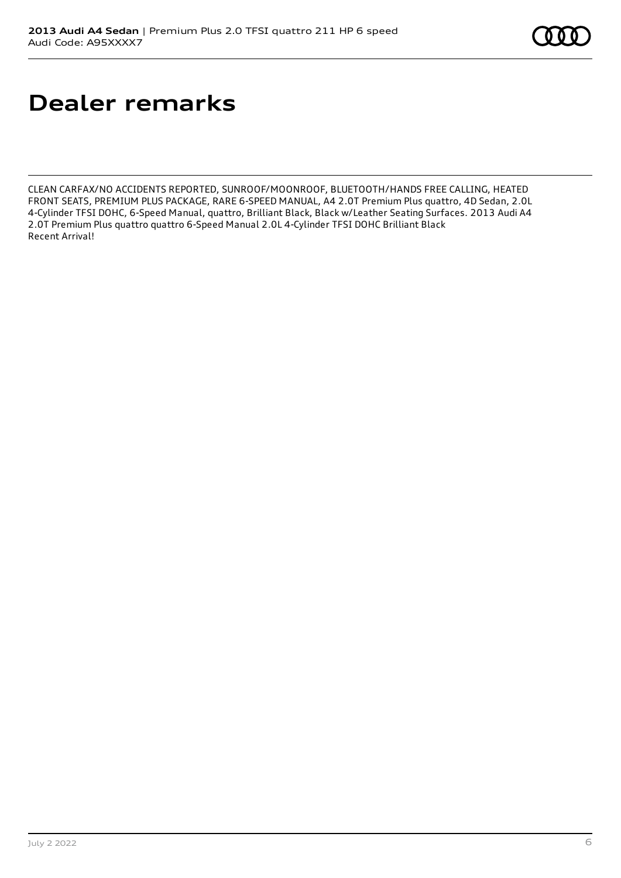# Dealer remarks

CLEAN CARFAX/NO ACCIDENTS REPORTED, SUNROOF/MOONROOF, BLUETOOTH/HANDS FREE CALLING, HEATED FRONT SEATS, PREMIUM PLUS PACKAGE, RARE 6-SPEED MANUAL, A4 2.0T Premium Plus quattro, 4D Sedan, 2.0L 4-Cylinder TFSI DOHC, 6-Speed Manual, quattro, Brilliant Black, Black w/Leather Seating Surfaces. 2013 Audi A4 2.0T Premium Plus quattro quattro 6-Speed Manual 2.0L 4-Cylinder TFSI DOHC Brilliant Black
Recent Arrival!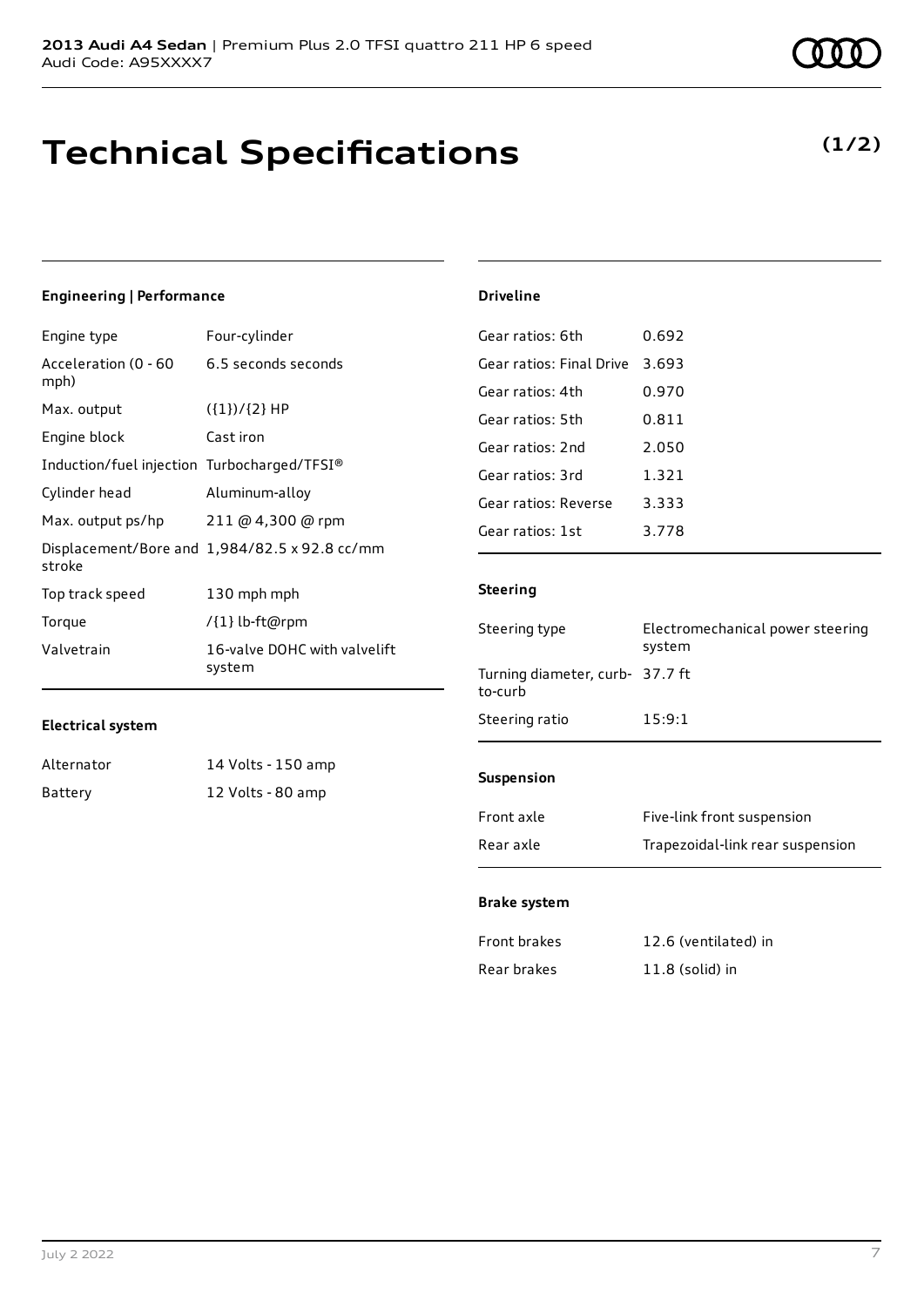**2013 Audi A4 Sedan** | Premium Plus 2.0 TFSI quattro 211 HP 6 speed
Audi Code: A95XXXX7

# Technical Specifications

**(1/2)**

### Engineering | Performance

| | |
|---|---|
| Engine type | Four-cylinder |
| Acceleration (0 - 60 mph) | 6.5 seconds seconds |
| Max. output | ({1})/{2} HP |
| Engine block | Cast iron |
| Induction/fuel injection | Turbocharged/TFSI® |
| Cylinder head | Aluminum-alloy |
| Max. output ps/hp | 211 @ 4,300 @ rpm |
| Displacement/Bore and stroke | 1,984/82.5 x 92.8 cc/mm |
| Top track speed | 130 mph mph |
| Torque | /{1} lb-ft@rpm |
| Valvetrain | 16-valve DOHC with valvelift system |

### Electrical system

| | |
|---|---|
| Alternator | 14 Volts - 150 amp |
| Battery | 12 Volts - 80 amp |

### Driveline

| | |
|---|---|
| Gear ratios: 6th | 0.692 |
| Gear ratios: Final Drive | 3.693 |
| Gear ratios: 4th | 0.970 |
| Gear ratios: 5th | 0.811 |
| Gear ratios: 2nd | 2.050 |
| Gear ratios: 3rd | 1.321 |
| Gear ratios: Reverse | 3.333 |
| Gear ratios: 1st | 3.778 |

### Steering

| | |
|---|---|
| Steering type | Electromechanical power steering system |
| Turning diameter, curb-to-curb | 37.7 ft |
| Steering ratio | 15:9:1 |

### Suspension

| | |
|---|---|
| Front axle | Five-link front suspension |
| Rear axle | Trapezoidal-link rear suspension |

### Brake system

| | |
|---|---|
| Front brakes | 12.6 (ventilated) in |
| Rear brakes | 11.8 (solid) in |

July 2 2022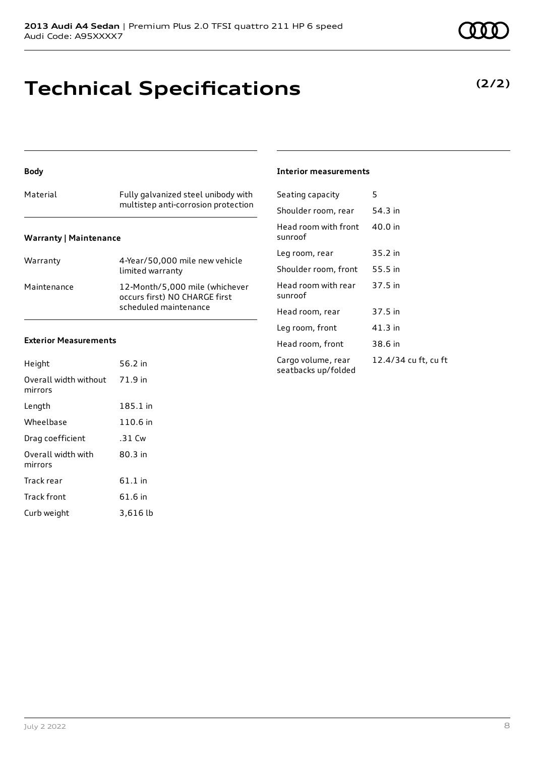# Technical Specifications

**(2/2)**

### Body

| | |
|---|---|
| Material | Fully galvanized steel unibody with multistep anti-corrosion protection |

### Warranty | Maintenance

| | |
|---|---|
| Warranty | 4-Year/50,000 mile new vehicle limited warranty |
| Maintenance | 12-Month/5,000 mile (whichever occurs first) NO CHARGE first scheduled maintenance |

### Exterior Measurements

| | |
|---|---|
| Height | 56.2 in |
| Overall width without mirrors | 71.9 in |
| Length | 185.1 in |
| Wheelbase | 110.6 in |
| Drag coefficient | .31 Cw |
| Overall width with mirrors | 80.3 in |
| Track rear | 61.1 in |
| Track front | 61.6 in |
| Curb weight | 3,616 lb |

### Interior measurements

| | |
|---|---|
| Seating capacity | 5 |
| Shoulder room, rear | 54.3 in |
| Head room with front sunroof | 40.0 in |
| Leg room, rear | 35.2 in |
| Shoulder room, front | 55.5 in |
| Head room with rear sunroof | 37.5 in |
| Head room, rear | 37.5 in |
| Leg room, front | 41.3 in |
| Head room, front | 38.6 in |
| Cargo volume, rear seatbacks up/folded | 12.4/34 cu ft, cu ft |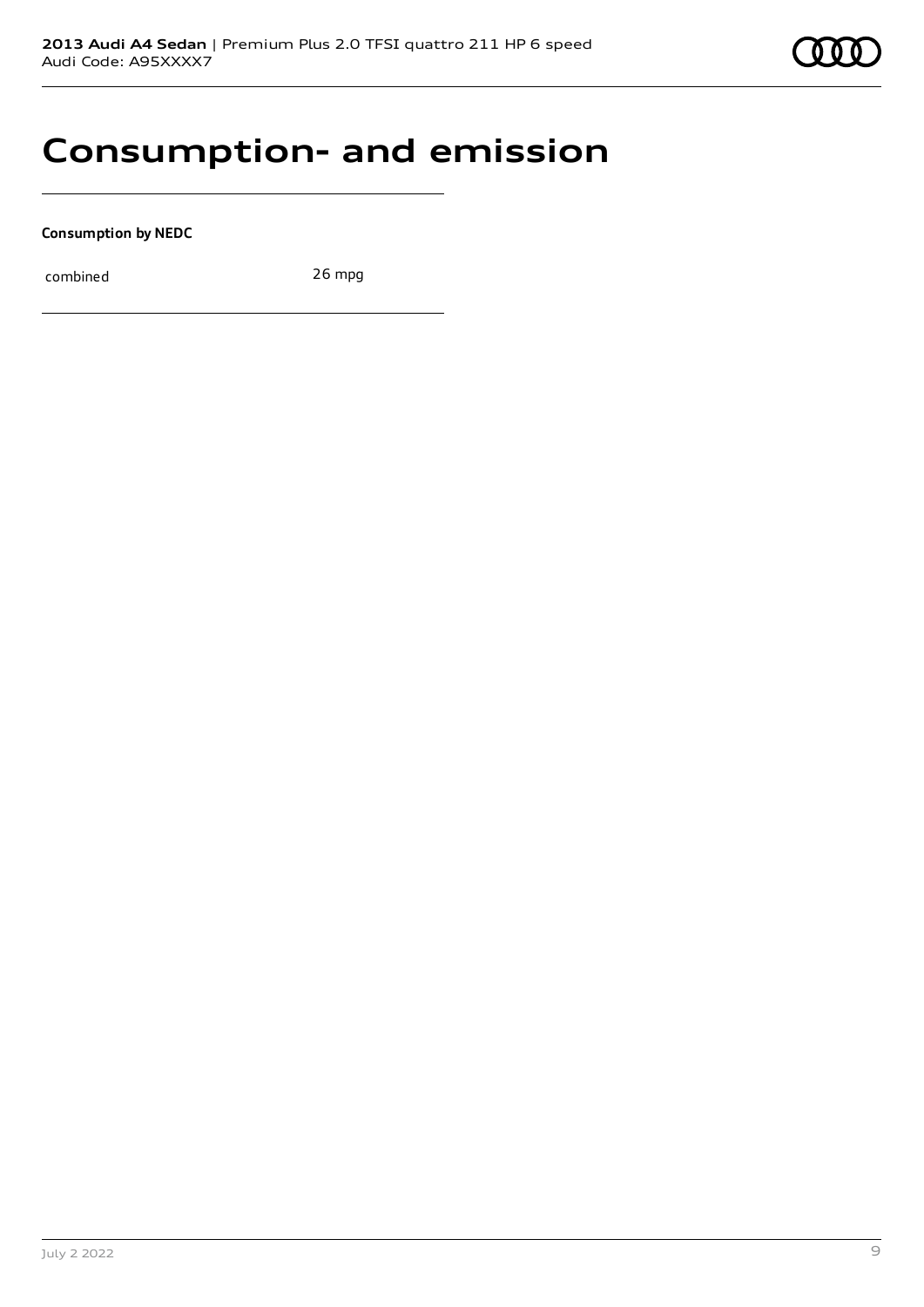# Consumption- and emission

**Consumption by NEDC**

| combined | 26 mpg |
| --- | --- |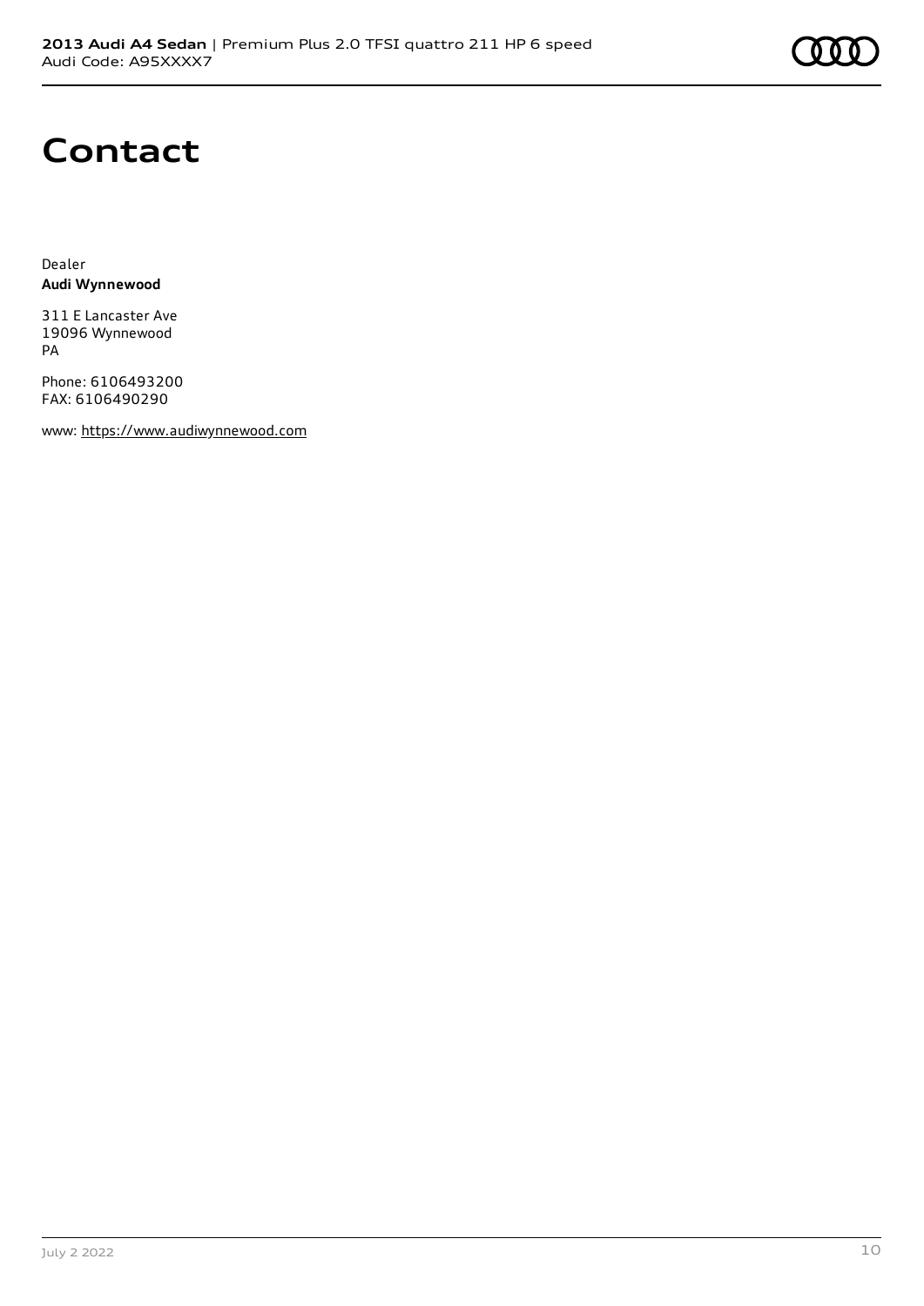# Contact

Dealer
**Audi Wynnewood**

311 E Lancaster Ave
19096 Wynnewood
PA

Phone: 6106493200
FAX: 6106490290

www: https://www.audiwynnewood.com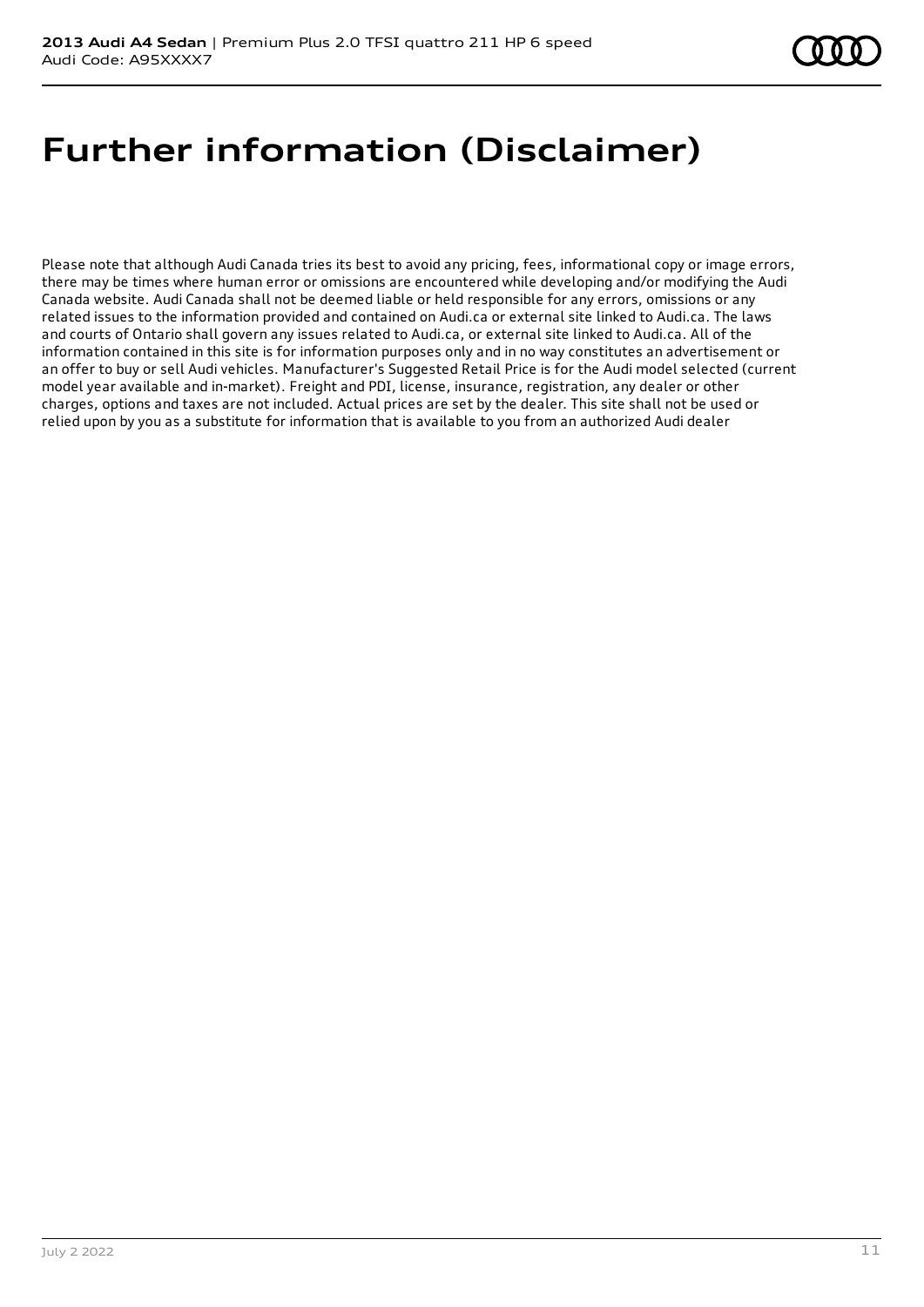# Further information (Disclaimer)

Please note that although Audi Canada tries its best to avoid any pricing, fees, informational copy or image errors, there may be times where human error or omissions are encountered while developing and/or modifying the Audi Canada website. Audi Canada shall not be deemed liable or held responsible for any errors, omissions or any related issues to the information provided and contained on Audi.ca or external site linked to Audi.ca. The laws and courts of Ontario shall govern any issues related to Audi.ca, or external site linked to Audi.ca. All of the information contained in this site is for information purposes only and in no way constitutes an advertisement or an offer to buy or sell Audi vehicles. Manufacturer's Suggested Retail Price is for the Audi model selected (current model year available and in-market). Freight and PDI, license, insurance, registration, any dealer or other charges, options and taxes are not included. Actual prices are set by the dealer. This site shall not be used or relied upon by you as a substitute for information that is available to you from an authorized Audi dealer